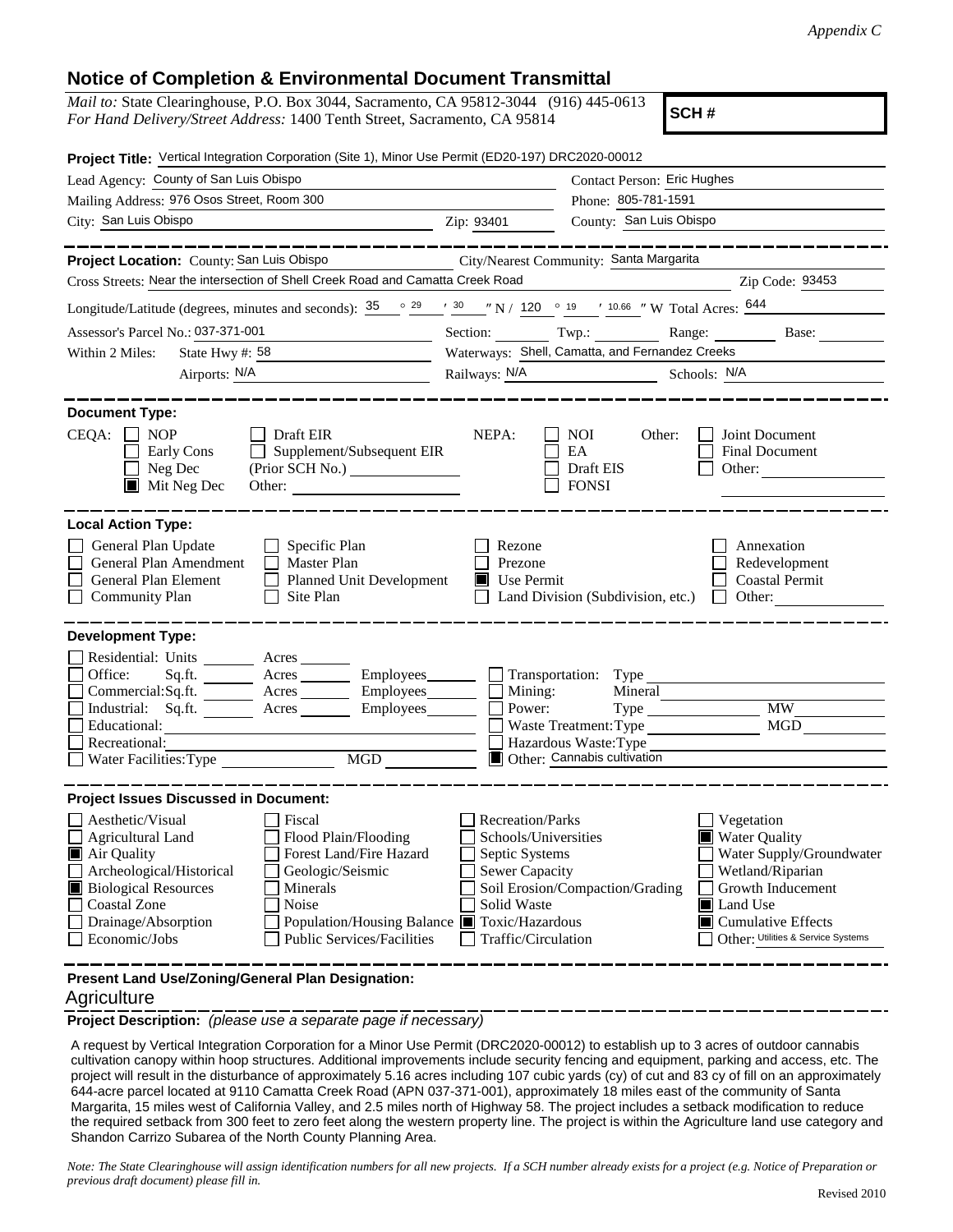*Appendix C*

## Notice of Completion & Environmental Document Transmittal

*Mail to:* State Clearinghouse, P.O. Box 3044, Sacramento, CA 95812-3044 (916) 445-0613
*For Hand Delivery/Street Address:* 1400 Tenth Street, Sacramento, CA 95814

**SCH #**

**Project Title:** Vertical Integration Corporation (Site 1), Minor Use Permit (ED20-197) DRC2020-00012

Lead Agency: County of San Luis Obispo
Contact Person: Eric Hughes
Mailing Address: 976 Osos Street, Room 300
Phone: 805-781-1591
City: San Luis Obispo
Zip: 93401
County: San Luis Obispo

**Project Location:** County: San Luis Obispo
City/Nearest Community: Santa Margarita
Cross Streets: Near the intersection of Shell Creek Road and Camatta Creek Road
Zip Code: 93453
Longitude/Latitude (degrees, minutes and seconds): 35 ° 29 ′ 30 ″ N / 120 ° 19 ′ 10.66 ″ W Total Acres: 644
Assessor's Parcel No.: 037-371-001
Section: Twp.: Range: Base:
Within 2 Miles: State Hwy #: 58
Waterways: Shell, Camatta, and Fernandez Creeks
Airports: N/A
Railways: N/A
Schools: N/A

**Document Type:**

CEQA: ☐ NOP ☐ Early Cons ☐ Neg Dec ■ Mit Neg Dec ☐ Draft EIR ☐ Supplement/Subsequent EIR (Prior SCH No.) Other:

NEPA: ☐ NOI ☐ EA ☐ Draft EIS ☐ FONSI

Other: ☐ Joint Document ☐ Final Document ☐ Other:

**Local Action Type:**

☐ General Plan Update ☐ General Plan Amendment ☐ General Plan Element ☐ Community Plan ☐ Specific Plan ☐ Master Plan ☐ Planned Unit Development ☐ Site Plan ☐ Rezone ☐ Prezone ■ Use Permit ☐ Land Division (Subdivision, etc.) ☐ Annexation ☐ Redevelopment ☐ Coastal Permit ☐ Other:

**Development Type:**

☐ Residential: Units Acres
☐ Office: Sq.ft. Acres Employees
☐ Commercial: Sq.ft. Acres Employees
☐ Industrial: Sq.ft. Acres Employees
☐ Educational:
☐ Recreational:
☐ Water Facilities: Type MGD
☐ Transportation: Type
☐ Mining: Mineral
☐ Power: Type MW
☐ Waste Treatment: Type MGD
☐ Hazardous Waste: Type
■ Other: Cannabis cultivation

**Project Issues Discussed in Document:**

☐ Aesthetic/Visual
☐ Agricultural Land
■ Air Quality
☐ Archeological/Historical
■ Biological Resources
☐ Coastal Zone
☐ Drainage/Absorption
☐ Economic/Jobs
☐ Fiscal
☐ Flood Plain/Flooding
☐ Forest Land/Fire Hazard
☐ Geologic/Seismic
☐ Minerals
☐ Noise
☐ Population/Housing Balance
☐ Public Services/Facilities
☐ Recreation/Parks
☐ Schools/Universities
☐ Septic Systems
☐ Sewer Capacity
☐ Soil Erosion/Compaction/Grading
☐ Solid Waste
■ Toxic/Hazardous
☐ Traffic/Circulation
☐ Vegetation
■ Water Quality
☐ Water Supply/Groundwater
☐ Wetland/Riparian
☐ Growth Inducement
■ Land Use
■ Cumulative Effects
☐ Other: Utilities & Service Systems

**Present Land Use/Zoning/General Plan Designation:**

Agriculture

**Project Description:** *(please use a separate page if necessary)*

A request by Vertical Integration Corporation for a Minor Use Permit (DRC2020-00012) to establish up to 3 acres of outdoor cannabis cultivation canopy within hoop structures. Additional improvements include security fencing and equipment, parking and access, etc. The project will result in the disturbance of approximately 5.16 acres including 107 cubic yards (cy) of cut and 83 cy of fill on an approximately 644-acre parcel located at 9110 Camatta Creek Road (APN 037-371-001), approximately 18 miles east of the community of Santa Margarita, 15 miles west of California Valley, and 2.5 miles north of Highway 58. The project includes a setback modification to reduce the required setback from 300 feet to zero feet along the western property line. The project is within the Agriculture land use category and Shandon Carrizo Subarea of the North County Planning Area.

*Note: The State Clearinghouse will assign identification numbers for all new projects. If a SCH number already exists for a project (e.g. Notice of Preparation or previous draft document) please fill in.*

Revised 2010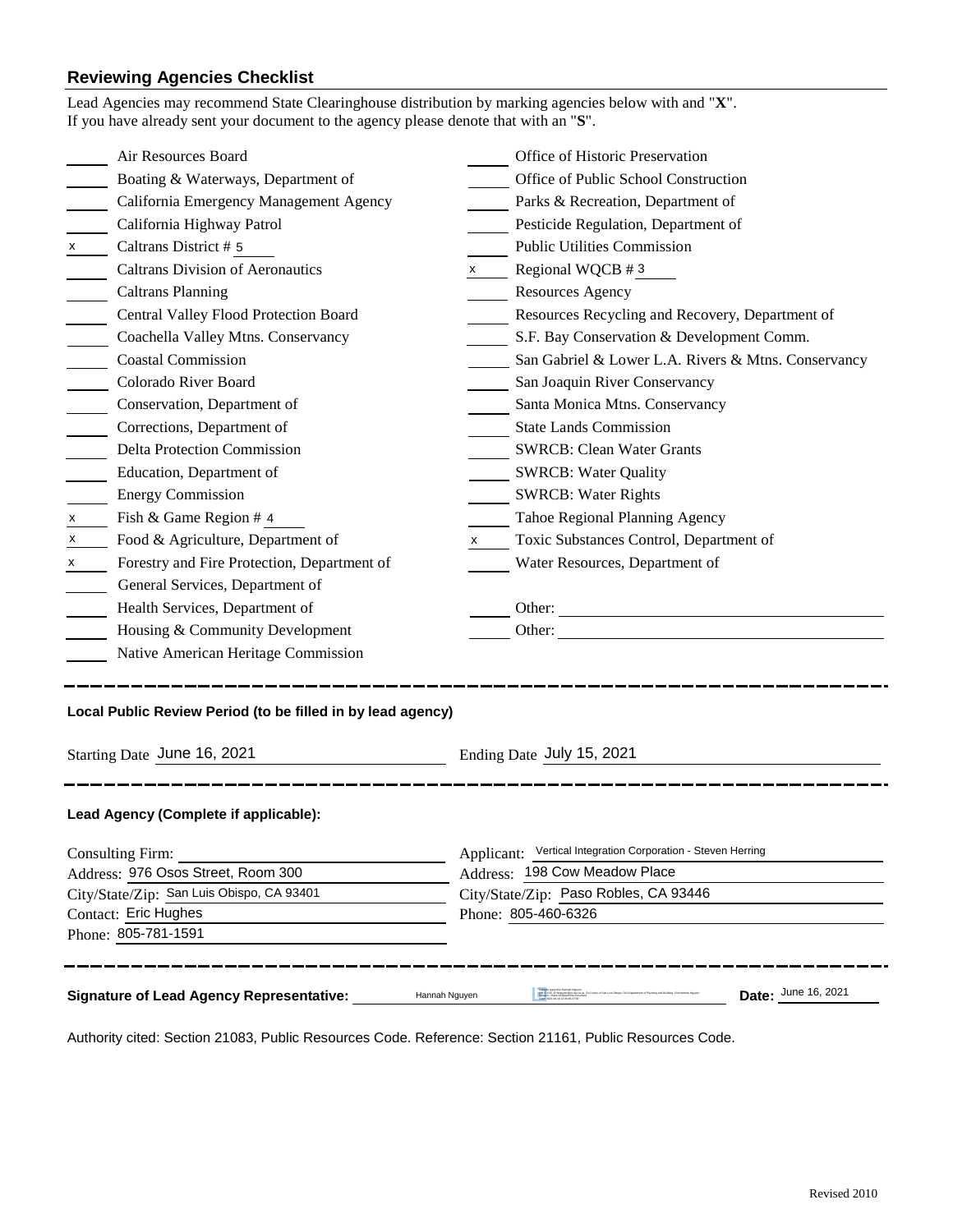## Reviewing Agencies Checklist

Lead Agencies may recommend State Clearinghouse distribution by marking agencies below with and "**X**".
If you have already sent your document to the agency please denote that with an "**S**".

| | | | |
|---|---|---|---|
| | Air Resources Board | | Office of Historic Preservation |
| | Boating & Waterways, Department of | | Office of Public School Construction |
| | California Emergency Management Agency | | Parks & Recreation, Department of |
| | California Highway Patrol | | Pesticide Regulation, Department of |
| x | Caltrans District # 5 | | Public Utilities Commission |
| | Caltrans Division of Aeronautics | x | Regional WQCB # 3 |
| | Caltrans Planning | | Resources Agency |
| | Central Valley Flood Protection Board | | Resources Recycling and Recovery, Department of |
| | Coachella Valley Mtns. Conservancy | | S.F. Bay Conservation & Development Comm. |
| | Coastal Commission | | San Gabriel & Lower L.A. Rivers & Mtns. Conservancy |
| | Colorado River Board | | San Joaquin River Conservancy |
| | Conservation, Department of | | Santa Monica Mtns. Conservancy |
| | Corrections, Department of | | State Lands Commission |
| | Delta Protection Commission | | SWRCB: Clean Water Grants |
| | Education, Department of | | SWRCB: Water Quality |
| | Energy Commission | | SWRCB: Water Rights |
| x | Fish & Game Region # 4 | | Tahoe Regional Planning Agency |
| x | Food & Agriculture, Department of | x | Toxic Substances Control, Department of |
| x | Forestry and Fire Protection, Department of | | Water Resources, Department of |
| | General Services, Department of | | |
| | Health Services, Department of | | Other: |
| | Housing & Community Development | | Other: |
| | Native American Heritage Commission | | |

---

**Local Public Review Period (to be filled in by lead agency)**

Starting Date June 16, 2021 Ending Date July 15, 2021

---

**Lead Agency (Complete if applicable):**

Consulting Firm:
Address: 976 Osos Street, Room 300
City/State/Zip: San Luis Obispo, CA 93401
Contact: Eric Hughes
Phone: 805-781-1591

Applicant: Vertical Integration Corporation - Steven Herring
Address: 198 Cow Meadow Place
City/State/Zip: Paso Robles, CA 93446
Phone: 805-460-6326

---

**Signature of Lead Agency Representative:** Hannah Nguyen **Date:** June 16, 2021

Authority cited: Section 21083, Public Resources Code. Reference: Section 21161, Public Resources Code.

Revised 2010